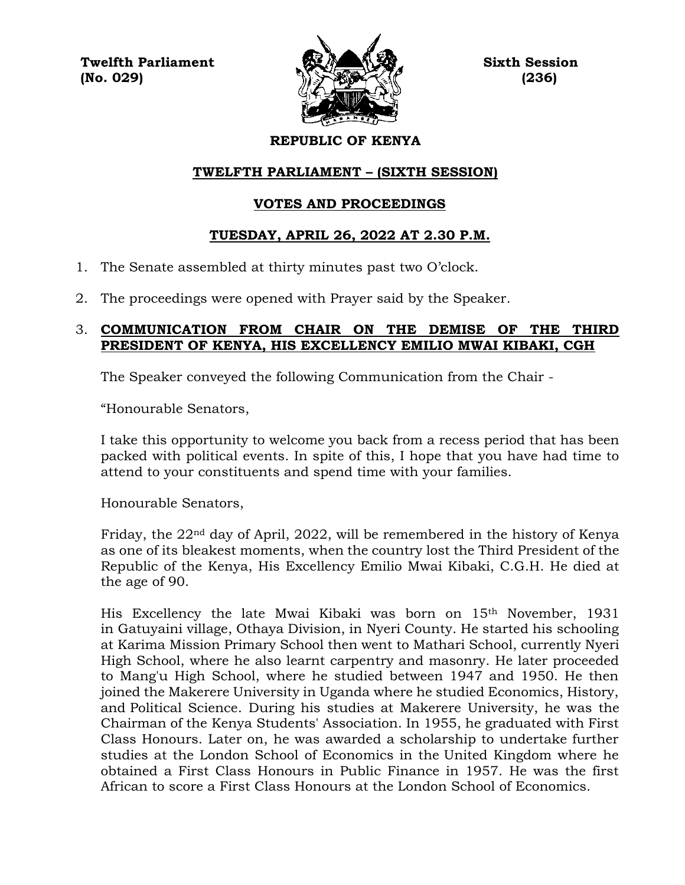**Twelfth Parliament** **Sixth Session**
**(No. 029)** **(236)**

**REPUBLIC OF KENYA**

# TWELFTH PARLIAMENT – (SIXTH SESSION)

## VOTES AND PROCEEDINGS

## TUESDAY, APRIL 26, 2022 AT 2.30 P.M.

1. The Senate assembled at thirty minutes past two O'clock.

2. The proceedings were opened with Prayer said by the Speaker.

3. **COMMUNICATION FROM CHAIR ON THE DEMISE OF THE THIRD PRESIDENT OF KENYA, HIS EXCELLENCY EMILIO MWAI KIBAKI, CGH**

   The Speaker conveyed the following Communication from the Chair -

   "Honourable Senators,

   I take this opportunity to welcome you back from a recess period that has been packed with political events. In spite of this, I hope that you have had time to attend to your constituents and spend time with your families.

   Honourable Senators,

   Friday, the 22nd day of April, 2022, will be remembered in the history of Kenya as one of its bleakest moments, when the country lost the Third President of the Republic of the Kenya, His Excellency Emilio Mwai Kibaki, C.G.H. He died at the age of 90.

   His Excellency the late Mwai Kibaki was born on 15th November, 1931 in Gatuyaini village, Othaya Division, in Nyeri County. He started his schooling at Karima Mission Primary School then went to Mathari School, currently Nyeri High School, where he also learnt carpentry and masonry. He later proceeded to Mang'u High School, where he studied between 1947 and 1950. He then joined the Makerere University in Uganda where he studied Economics, History, and Political Science. During his studies at Makerere University, he was the Chairman of the Kenya Students' Association. In 1955, he graduated with First Class Honours. Later on, he was awarded a scholarship to undertake further studies at the London School of Economics in the United Kingdom where he obtained a First Class Honours in Public Finance in 1957. He was the first African to score a First Class Honours at the London School of Economics.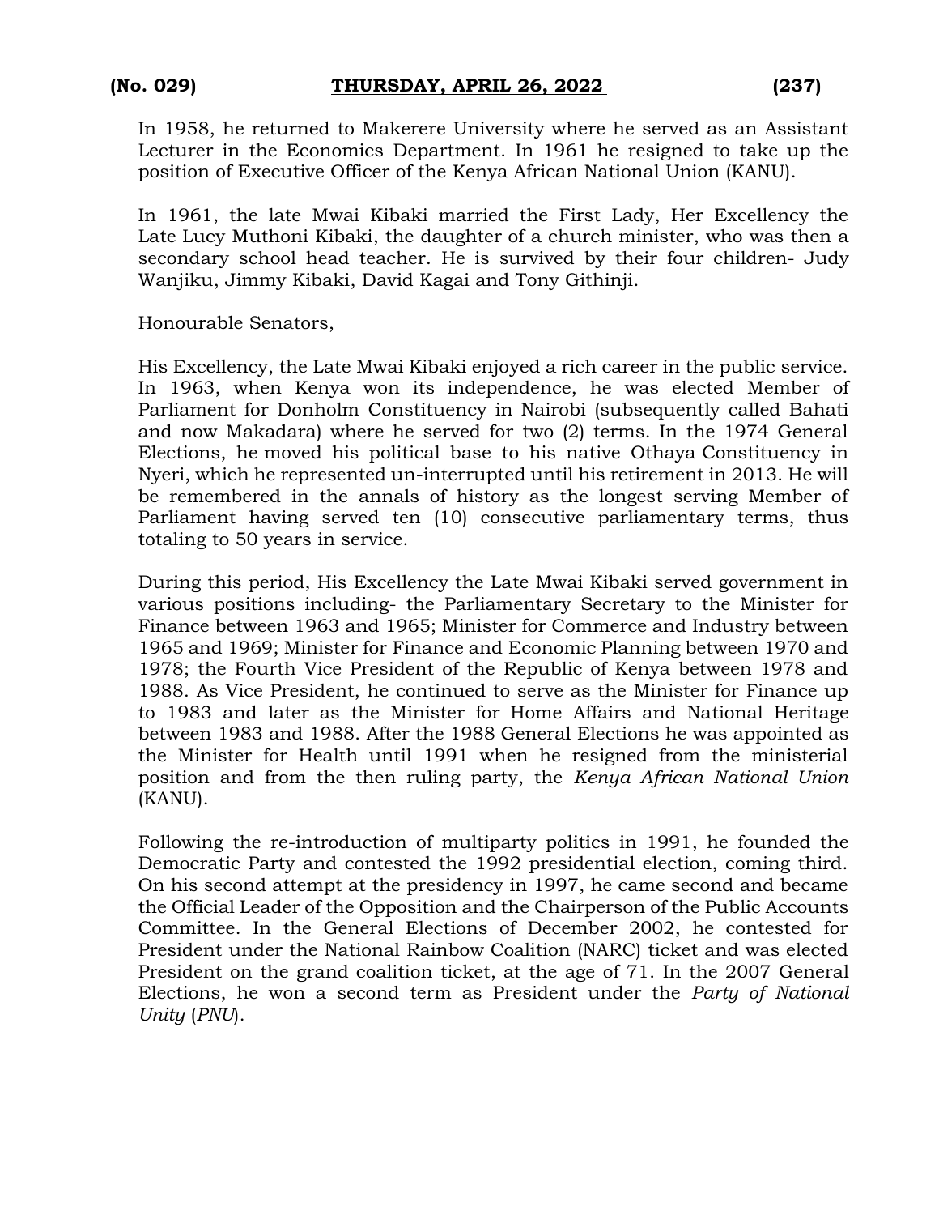In 1958, he returned to Makerere University where he served as an Assistant Lecturer in the Economics Department. In 1961 he resigned to take up the position of Executive Officer of the Kenya African National Union (KANU).

In 1961, the late Mwai Kibaki married the First Lady, Her Excellency the Late Lucy Muthoni Kibaki, the daughter of a church minister, who was then a secondary school head teacher. He is survived by their four children- Judy Wanjiku, Jimmy Kibaki, David Kagai and Tony Githinji.

Honourable Senators,

His Excellency, the Late Mwai Kibaki enjoyed a rich career in the public service. In 1963, when Kenya won its independence, he was elected Member of Parliament for Donholm Constituency in Nairobi (subsequently called Bahati and now Makadara) where he served for two (2) terms. In the 1974 General Elections, he moved his political base to his native Othaya Constituency in Nyeri, which he represented un-interrupted until his retirement in 2013. He will be remembered in the annals of history as the longest serving Member of Parliament having served ten (10) consecutive parliamentary terms, thus totaling to 50 years in service.

During this period, His Excellency the Late Mwai Kibaki served government in various positions including- the Parliamentary Secretary to the Minister for Finance between 1963 and 1965; Minister for Commerce and Industry between 1965 and 1969; Minister for Finance and Economic Planning between 1970 and 1978; the Fourth Vice President of the Republic of Kenya between 1978 and 1988. As Vice President, he continued to serve as the Minister for Finance up to 1983 and later as the Minister for Home Affairs and National Heritage between 1983 and 1988. After the 1988 General Elections he was appointed as the Minister for Health until 1991 when he resigned from the ministerial position and from the then ruling party, the *Kenya African National Union* (KANU).

Following the re-introduction of multiparty politics in 1991, he founded the Democratic Party and contested the 1992 presidential election, coming third. On his second attempt at the presidency in 1997, he came second and became the Official Leader of the Opposition and the Chairperson of the Public Accounts Committee. In the General Elections of December 2002, he contested for President under the National Rainbow Coalition (NARC) ticket and was elected President on the grand coalition ticket, at the age of 71. In the 2007 General Elections, he won a second term as President under the *Party of National Unity* (*PNU*).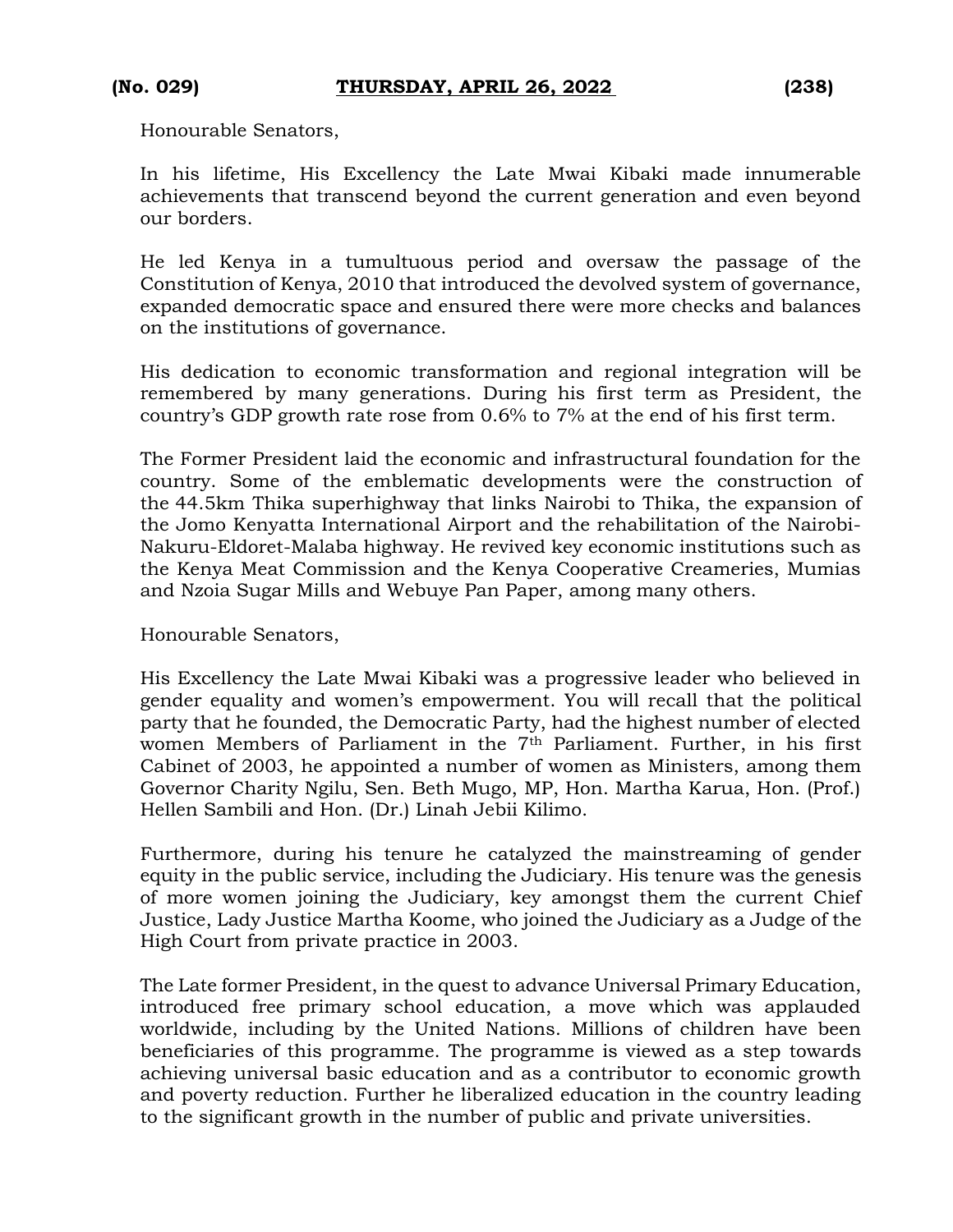Honourable Senators,

In his lifetime, His Excellency the Late Mwai Kibaki made innumerable achievements that transcend beyond the current generation and even beyond our borders.

He led Kenya in a tumultuous period and oversaw the passage of the Constitution of Kenya, 2010 that introduced the devolved system of governance, expanded democratic space and ensured there were more checks and balances on the institutions of governance.

His dedication to economic transformation and regional integration will be remembered by many generations. During his first term as President, the country's GDP growth rate rose from 0.6% to 7% at the end of his first term.

The Former President laid the economic and infrastructural foundation for the country. Some of the emblematic developments were the construction of the 44.5km Thika superhighway that links Nairobi to Thika, the expansion of the Jomo Kenyatta International Airport and the rehabilitation of the Nairobi-Nakuru-Eldoret-Malaba highway. He revived key economic institutions such as the Kenya Meat Commission and the Kenya Cooperative Creameries, Mumias and Nzoia Sugar Mills and Webuye Pan Paper, among many others.

Honourable Senators,

His Excellency the Late Mwai Kibaki was a progressive leader who believed in gender equality and women's empowerment. You will recall that the political party that he founded, the Democratic Party, had the highest number of elected women Members of Parliament in the 7th Parliament. Further, in his first Cabinet of 2003, he appointed a number of women as Ministers, among them Governor Charity Ngilu, Sen. Beth Mugo, MP, Hon. Martha Karua, Hon. (Prof.) Hellen Sambili and Hon. (Dr.) Linah Jebii Kilimo.

Furthermore, during his tenure he catalyzed the mainstreaming of gender equity in the public service, including the Judiciary. His tenure was the genesis of more women joining the Judiciary, key amongst them the current Chief Justice, Lady Justice Martha Koome, who joined the Judiciary as a Judge of the High Court from private practice in 2003.

The Late former President, in the quest to advance Universal Primary Education, introduced free primary school education, a move which was applauded worldwide, including by the United Nations. Millions of children have been beneficiaries of this programme. The programme is viewed as a step towards achieving universal basic education and as a contributor to economic growth and poverty reduction. Further he liberalized education in the country leading to the significant growth in the number of public and private universities.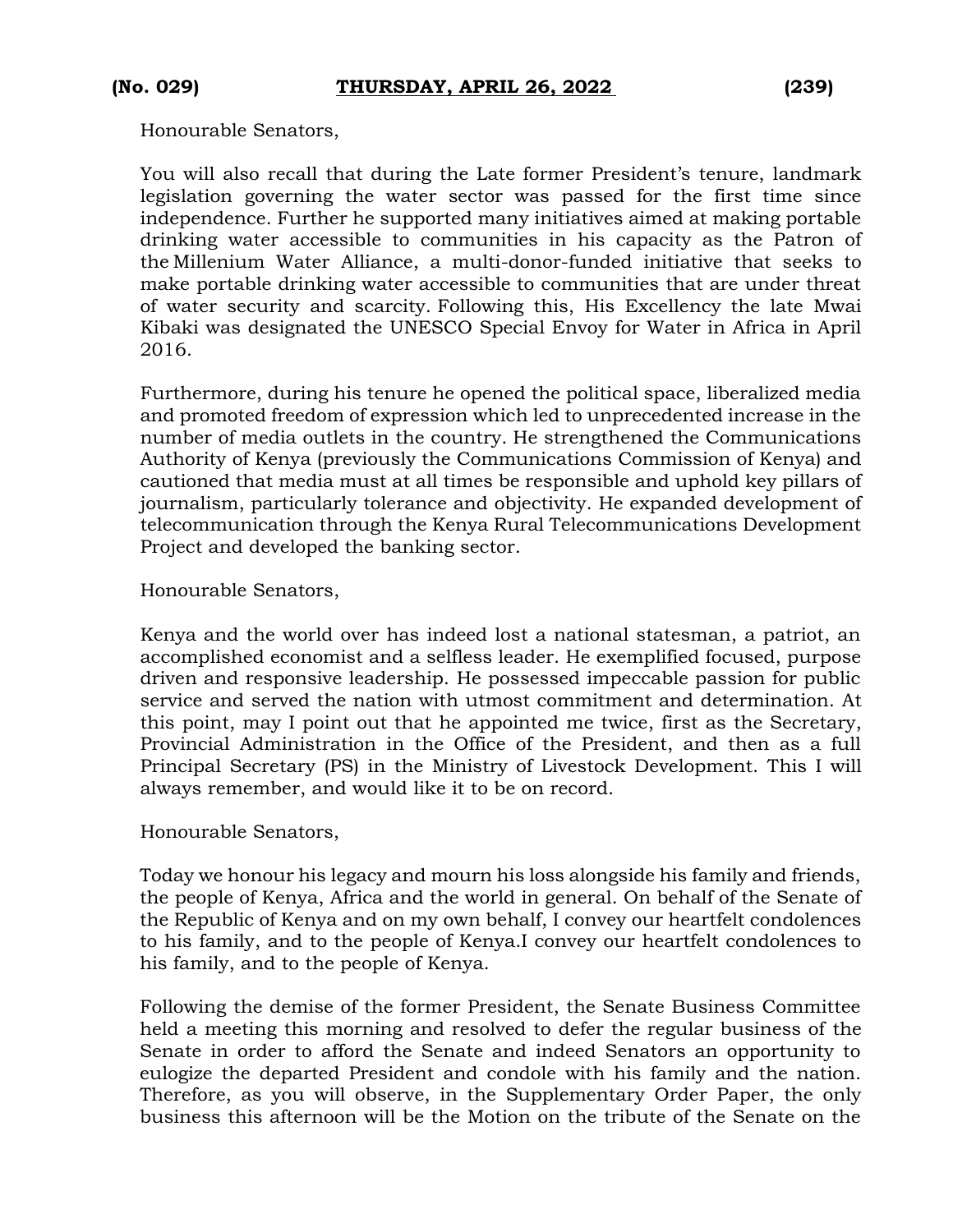Honourable Senators,

You will also recall that during the Late former President's tenure, landmark legislation governing the water sector was passed for the first time since independence. Further he supported many initiatives aimed at making portable drinking water accessible to communities in his capacity as the Patron of the Millenium Water Alliance, a multi-donor-funded initiative that seeks to make portable drinking water accessible to communities that are under threat of water security and scarcity. Following this, His Excellency the late Mwai Kibaki was designated the UNESCO Special Envoy for Water in Africa in April 2016.

Furthermore, during his tenure he opened the political space, liberalized media and promoted freedom of expression which led to unprecedented increase in the number of media outlets in the country. He strengthened the Communications Authority of Kenya (previously the Communications Commission of Kenya) and cautioned that media must at all times be responsible and uphold key pillars of journalism, particularly tolerance and objectivity. He expanded development of telecommunication through the Kenya Rural Telecommunications Development Project and developed the banking sector.

Honourable Senators,

Kenya and the world over has indeed lost a national statesman, a patriot, an accomplished economist and a selfless leader. He exemplified focused, purpose driven and responsive leadership. He possessed impeccable passion for public service and served the nation with utmost commitment and determination. At this point, may I point out that he appointed me twice, first as the Secretary, Provincial Administration in the Office of the President, and then as a full Principal Secretary (PS) in the Ministry of Livestock Development. This I will always remember, and would like it to be on record.

Honourable Senators,

Today we honour his legacy and mourn his loss alongside his family and friends, the people of Kenya, Africa and the world in general. On behalf of the Senate of the Republic of Kenya and on my own behalf, I convey our heartfelt condolences to his family, and to the people of Kenya.I convey our heartfelt condolences to his family, and to the people of Kenya.

Following the demise of the former President, the Senate Business Committee held a meeting this morning and resolved to defer the regular business of the Senate in order to afford the Senate and indeed Senators an opportunity to eulogize the departed President and condole with his family and the nation. Therefore, as you will observe, in the Supplementary Order Paper, the only business this afternoon will be the Motion on the tribute of the Senate on the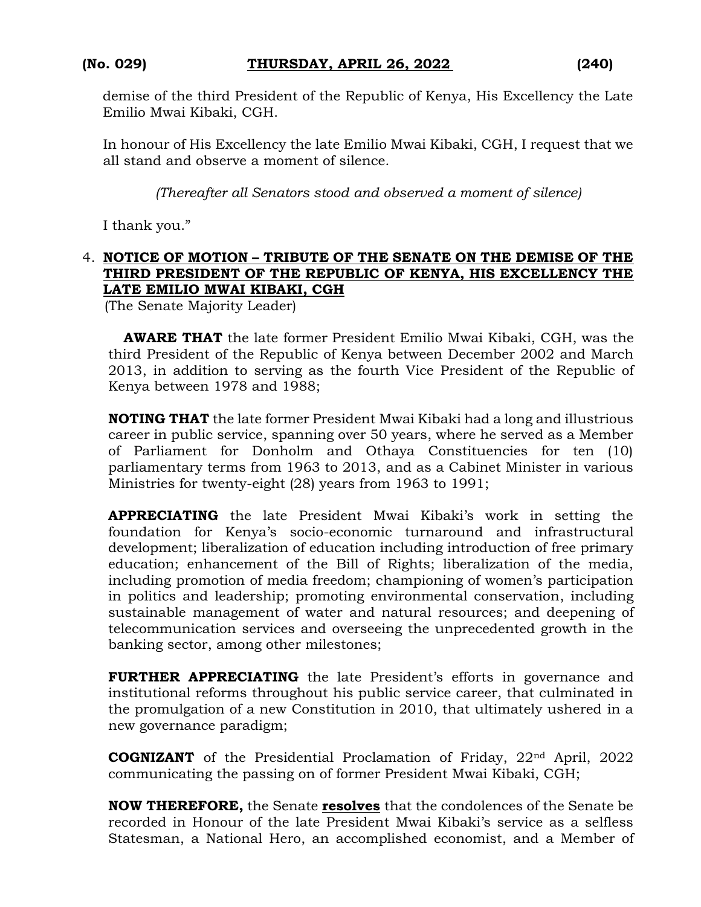demise of the third President of the Republic of Kenya, His Excellency the Late Emilio Mwai Kibaki, CGH.

In honour of His Excellency the late Emilio Mwai Kibaki, CGH, I request that we all stand and observe a moment of silence.

*(Thereafter all Senators stood and observed a moment of silence)*

I thank you."

4. **NOTICE OF MOTION – TRIBUTE OF THE SENATE ON THE DEMISE OF THE THIRD PRESIDENT OF THE REPUBLIC OF KENYA, HIS EXCELLENCY THE LATE EMILIO MWAI KIBAKI, CGH**
(The Senate Majority Leader)

**AWARE THAT** the late former President Emilio Mwai Kibaki, CGH, was the third President of the Republic of Kenya between December 2002 and March 2013, in addition to serving as the fourth Vice President of the Republic of Kenya between 1978 and 1988;

**NOTING THAT** the late former President Mwai Kibaki had a long and illustrious career in public service, spanning over 50 years, where he served as a Member of Parliament for Donholm and Othaya Constituencies for ten (10) parliamentary terms from 1963 to 2013, and as a Cabinet Minister in various Ministries for twenty-eight (28) years from 1963 to 1991;

**APPRECIATING** the late President Mwai Kibaki's work in setting the foundation for Kenya's socio-economic turnaround and infrastructural development; liberalization of education including introduction of free primary education; enhancement of the Bill of Rights; liberalization of the media, including promotion of media freedom; championing of women's participation in politics and leadership; promoting environmental conservation, including sustainable management of water and natural resources; and deepening of telecommunication services and overseeing the unprecedented growth in the banking sector, among other milestones;

**FURTHER APPRECIATING** the late President's efforts in governance and institutional reforms throughout his public service career, that culminated in the promulgation of a new Constitution in 2010, that ultimately ushered in a new governance paradigm;

**COGNIZANT** of the Presidential Proclamation of Friday, 22nd April, 2022 communicating the passing on of former President Mwai Kibaki, CGH;

**NOW THEREFORE,** the Senate **resolves** that the condolences of the Senate be recorded in Honour of the late President Mwai Kibaki's service as a selfless Statesman, a National Hero, an accomplished economist, and a Member of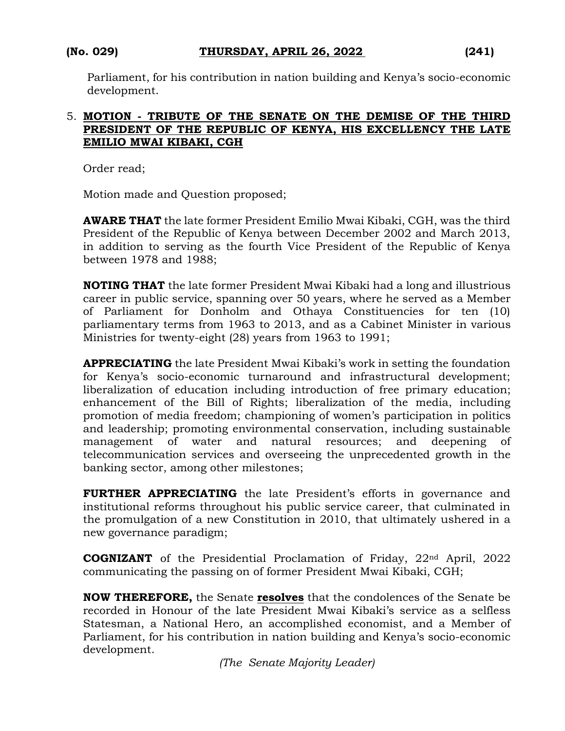Parliament, for his contribution in nation building and Kenya's socio-economic development.

5. **MOTION - TRIBUTE OF THE SENATE ON THE DEMISE OF THE THIRD PRESIDENT OF THE REPUBLIC OF KENYA, HIS EXCELLENCY THE LATE EMILIO MWAI KIBAKI, CGH**

Order read;

Motion made and Question proposed;

**AWARE THAT** the late former President Emilio Mwai Kibaki, CGH, was the third President of the Republic of Kenya between December 2002 and March 2013, in addition to serving as the fourth Vice President of the Republic of Kenya between 1978 and 1988;

**NOTING THAT** the late former President Mwai Kibaki had a long and illustrious career in public service, spanning over 50 years, where he served as a Member of Parliament for Donholm and Othaya Constituencies for ten (10) parliamentary terms from 1963 to 2013, and as a Cabinet Minister in various Ministries for twenty-eight (28) years from 1963 to 1991;

**APPRECIATING** the late President Mwai Kibaki's work in setting the foundation for Kenya's socio-economic turnaround and infrastructural development; liberalization of education including introduction of free primary education; enhancement of the Bill of Rights; liberalization of the media, including promotion of media freedom; championing of women's participation in politics and leadership; promoting environmental conservation, including sustainable management of water and natural resources; and deepening of telecommunication services and overseeing the unprecedented growth in the banking sector, among other milestones;

**FURTHER APPRECIATING** the late President's efforts in governance and institutional reforms throughout his public service career, that culminated in the promulgation of a new Constitution in 2010, that ultimately ushered in a new governance paradigm;

**COGNIZANT** of the Presidential Proclamation of Friday, 22nd April, 2022 communicating the passing on of former President Mwai Kibaki, CGH;

**NOW THEREFORE,** the Senate **resolves** that the condolences of the Senate be recorded in Honour of the late President Mwai Kibaki's service as a selfless Statesman, a National Hero, an accomplished economist, and a Member of Parliament, for his contribution in nation building and Kenya's socio-economic development.

*(The Senate Majority Leader)*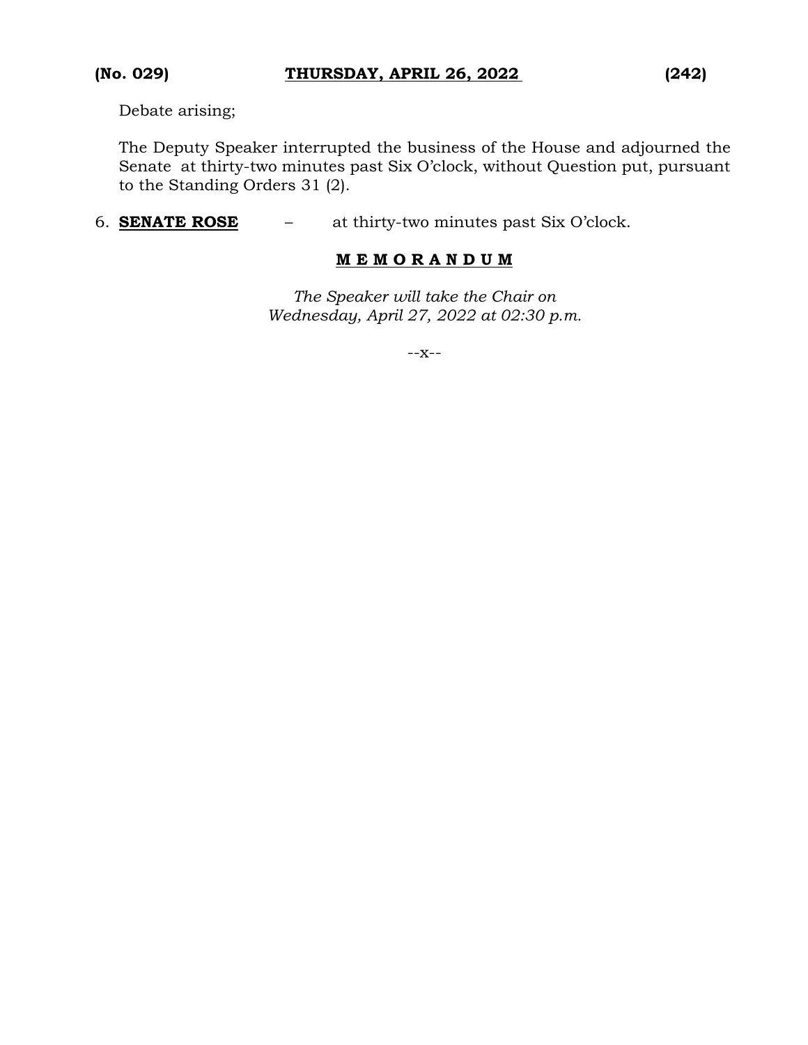Debate arising;

The Deputy Speaker interrupted the business of the House and adjourned the Senate at thirty-two minutes past Six O'clock, without Question put, pursuant to the Standing Orders 31 (2).

6. **SENATE ROSE** – at thirty-two minutes past Six O'clock.

**M E M O R A N D U M**

*The Speaker will take the Chair on Wednesday, April 27, 2022 at 02:30 p.m.*

--x--